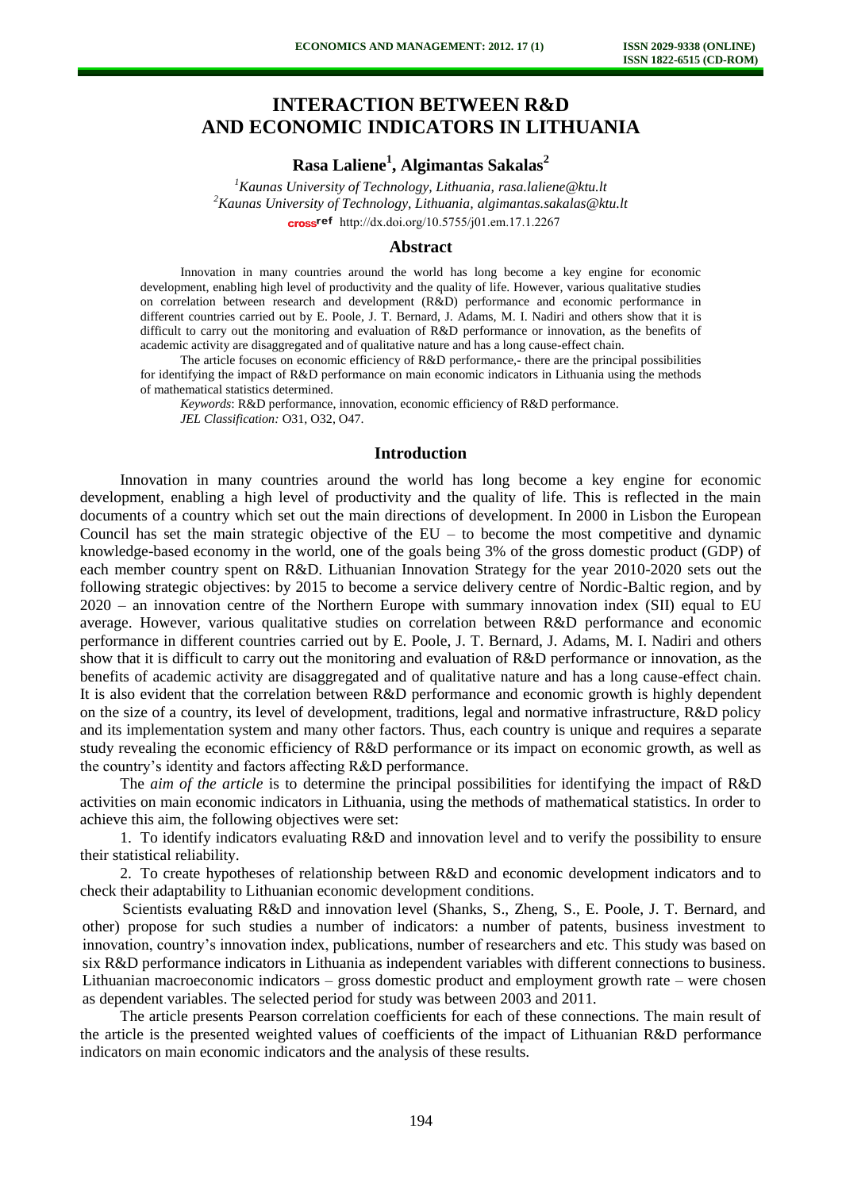# INTERACTION BETWEEN R&D AND ECONOMIC INDICATORS IN LITHUANIA

**Rasa Laliene[1], Algimantas Sakalas[2]**

[1]*Kaunas University of Technology, Lithuania, rasa.laliene@ktu.lt*
[2]*Kaunas University of Technology, Lithuania, algimantas.sakalas@ktu.lt*
crossref http://dx.doi.org/10.5755/j01.em.17.1.2267

## Abstract

Innovation in many countries around the world has long become a key engine for economic development, enabling high level of productivity and the quality of life. However, various qualitative studies on correlation between research and development (R&D) performance and economic performance in different countries carried out by E. Poole, J. T. Bernard, J. Adams, M. I. Nadiri and others show that it is difficult to carry out the monitoring and evaluation of R&D performance or innovation, as the benefits of academic activity are disaggregated and of qualitative nature and has a long cause-effect chain.

The article focuses on economic efficiency of R&D performance,- there are the principal possibilities for identifying the impact of R&D performance on main economic indicators in Lithuania using the methods of mathematical statistics determined.

*Keywords*: R&D performance, innovation, economic efficiency of R&D performance.
*JEL Classification:* O31, O32, O47.

## Introduction

Innovation in many countries around the world has long become a key engine for economic development, enabling a high level of productivity and the quality of life. This is reflected in the main documents of a country which set out the main directions of development. In 2000 in Lisbon the European Council has set the main strategic objective of the EU – to become the most competitive and dynamic knowledge-based economy in the world, one of the goals being 3% of the gross domestic product (GDP) of each member country spent on R&D. Lithuanian Innovation Strategy for the year 2010-2020 sets out the following strategic objectives: by 2015 to become a service delivery centre of Nordic-Baltic region, and by 2020 – an innovation centre of the Northern Europe with summary innovation index (SII) equal to EU average. However, various qualitative studies on correlation between R&D performance and economic performance in different countries carried out by E. Poole, J. T. Bernard, J. Adams, M. I. Nadiri and others show that it is difficult to carry out the monitoring and evaluation of R&D performance or innovation, as the benefits of academic activity are disaggregated and of qualitative nature and has a long cause-effect chain. It is also evident that the correlation between R&D performance and economic growth is highly dependent on the size of a country, its level of development, traditions, legal and normative infrastructure, R&D policy and its implementation system and many other factors. Thus, each country is unique and requires a separate study revealing the economic efficiency of R&D performance or its impact on economic growth, as well as the country's identity and factors affecting R&D performance.

The *aim of the article* is to determine the principal possibilities for identifying the impact of R&D activities on main economic indicators in Lithuania, using the methods of mathematical statistics. In order to achieve this aim, the following objectives were set:

1. To identify indicators evaluating R&D and innovation level and to verify the possibility to ensure their statistical reliability.
2. To create hypotheses of relationship between R&D and economic development indicators and to check their adaptability to Lithuanian economic development conditions.

Scientists evaluating R&D and innovation level (Shanks, S., Zheng, S., E. Poole, J. T. Bernard, and other) propose for such studies a number of indicators: a number of patents, business investment to innovation, country's innovation index, publications, number of researchers and etc. This study was based on six R&D performance indicators in Lithuania as independent variables with different connections to business. Lithuanian macroeconomic indicators – gross domestic product and employment growth rate – were chosen as dependent variables. The selected period for study was between 2003 and 2011.

The article presents Pearson correlation coefficients for each of these connections. The main result of the article is the presented weighted values of coefficients of the impact of Lithuanian R&D performance indicators on main economic indicators and the analysis of these results.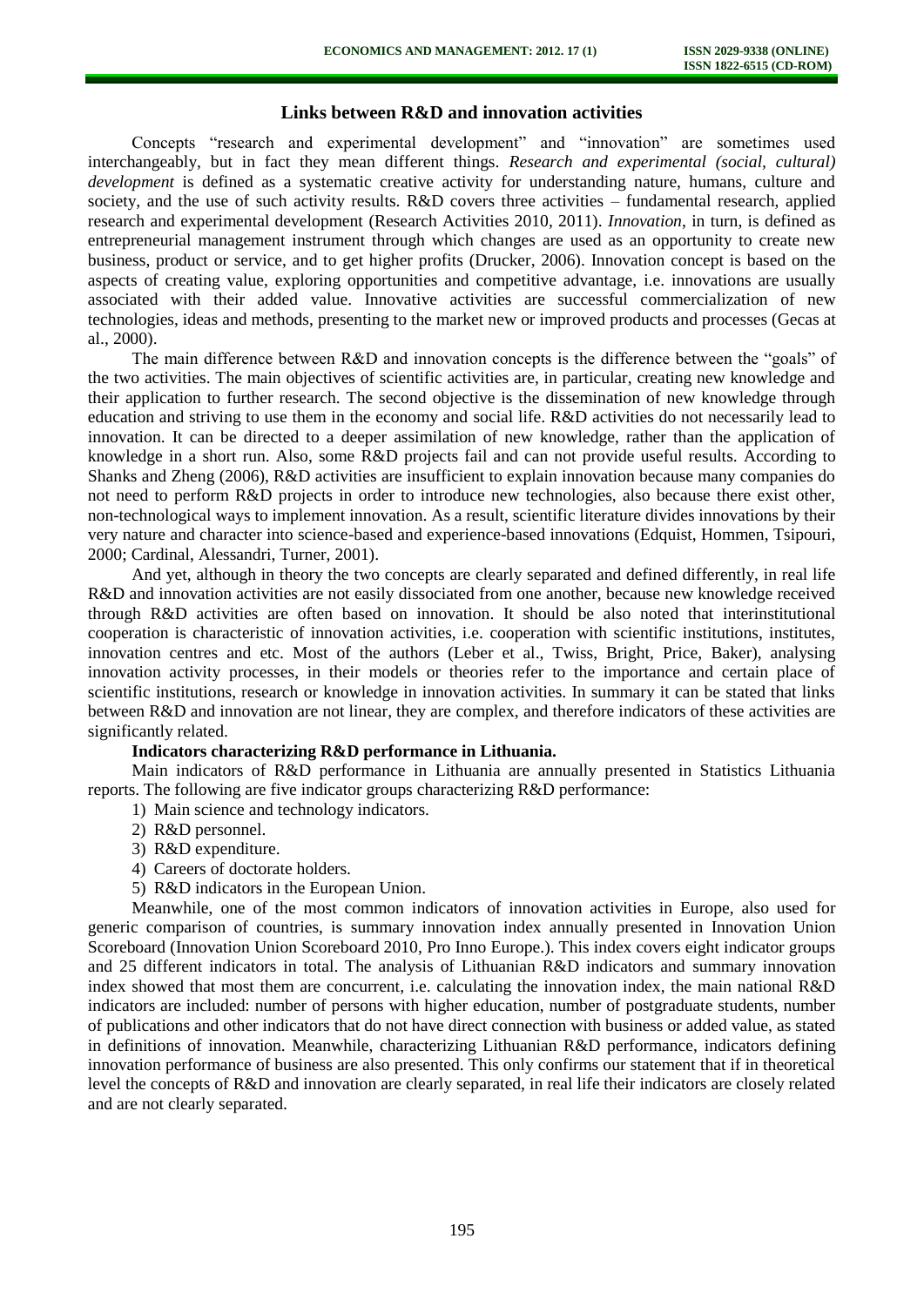## Links between R&D and innovation activities

Concepts "research and experimental development" and "innovation" are sometimes used interchangeably, but in fact they mean different things. *Research and experimental (social, cultural) development* is defined as a systematic creative activity for understanding nature, humans, culture and society, and the use of such activity results. R&D covers three activities – fundamental research, applied research and experimental development (Research Activities 2010, 2011). *Innovation*, in turn, is defined as entrepreneurial management instrument through which changes are used as an opportunity to create new business, product or service, and to get higher profits (Drucker, 2006). Innovation concept is based on the aspects of creating value, exploring opportunities and competitive advantage, i.e. innovations are usually associated with their added value. Innovative activities are successful commercialization of new technologies, ideas and methods, presenting to the market new or improved products and processes (Gecas at al., 2000).

The main difference between R&D and innovation concepts is the difference between the "goals" of the two activities. The main objectives of scientific activities are, in particular, creating new knowledge and their application to further research. The second objective is the dissemination of new knowledge through education and striving to use them in the economy and social life. R&D activities do not necessarily lead to innovation. It can be directed to a deeper assimilation of new knowledge, rather than the application of knowledge in a short run. Also, some R&D projects fail and can not provide useful results. According to Shanks and Zheng (2006), R&D activities are insufficient to explain innovation because many companies do not need to perform R&D projects in order to introduce new technologies, also because there exist other, non-technological ways to implement innovation. As a result, scientific literature divides innovations by their very nature and character into science-based and experience-based innovations (Edquist, Hommen, Tsipouri, 2000; Cardinal, Alessandri, Turner, 2001).

And yet, although in theory the two concepts are clearly separated and defined differently, in real life R&D and innovation activities are not easily dissociated from one another, because new knowledge received through R&D activities are often based on innovation. It should be also noted that interinstitutional cooperation is characteristic of innovation activities, i.e. cooperation with scientific institutions, institutes, innovation centres and etc. Most of the authors (Leber et al., Twiss, Bright, Price, Baker), analysing innovation activity processes, in their models or theories refer to the importance and certain place of scientific institutions, research or knowledge in innovation activities. In summary it can be stated that links between R&D and innovation are not linear, they are complex, and therefore indicators of these activities are significantly related.

**Indicators characterizing R&D performance in Lithuania.**

Main indicators of R&D performance in Lithuania are annually presented in Statistics Lithuania reports. The following are five indicator groups characterizing R&D performance:

1) Main science and technology indicators.
2) R&D personnel.
3) R&D expenditure.
4) Careers of doctorate holders.
5) R&D indicators in the European Union.

Meanwhile, one of the most common indicators of innovation activities in Europe, also used for generic comparison of countries, is summary innovation index annually presented in Innovation Union Scoreboard (Innovation Union Scoreboard 2010, Pro Inno Europe.). This index covers eight indicator groups and 25 different indicators in total. The analysis of Lithuanian R&D indicators and summary innovation index showed that most them are concurrent, i.e. calculating the innovation index, the main national R&D indicators are included: number of persons with higher education, number of postgraduate students, number of publications and other indicators that do not have direct connection with business or added value, as stated in definitions of innovation. Meanwhile, characterizing Lithuanian R&D performance, indicators defining innovation performance of business are also presented. This only confirms our statement that if in theoretical level the concepts of R&D and innovation are clearly separated, in real life their indicators are closely related and are not clearly separated.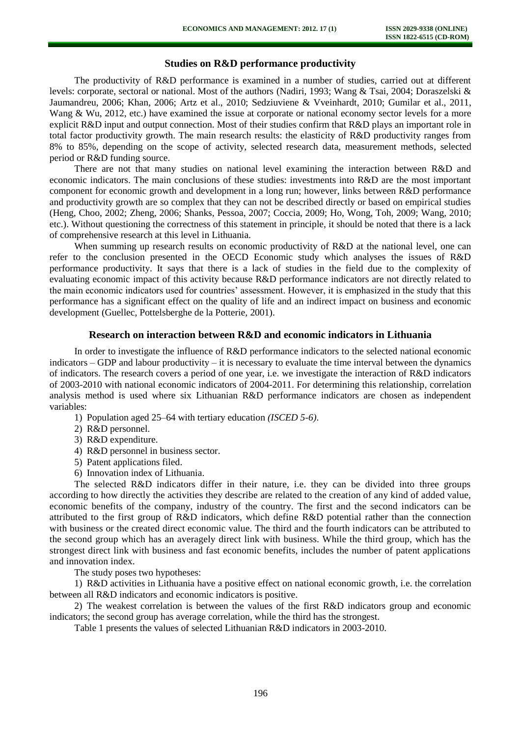## Studies on R&D performance productivity

The productivity of R&D performance is examined in a number of studies, carried out at different levels: corporate, sectoral or national. Most of the authors (Nadiri, 1993; Wang & Tsai, 2004; Doraszelski & Jaumandreu, 2006; Khan, 2006; Artz et al., 2010; Sedziuviene & Vveinhardt, 2010; Gumilar et al., 2011, Wang & Wu, 2012, etc.) have examined the issue at corporate or national economy sector levels for a more explicit R&D input and output connection. Most of their studies confirm that R&D plays an important role in total factor productivity growth. The main research results: the elasticity of R&D productivity ranges from 8% to 85%, depending on the scope of activity, selected research data, measurement methods, selected period or R&D funding source.

There are not that many studies on national level examining the interaction between R&D and economic indicators. The main conclusions of these studies: investments into R&D are the most important component for economic growth and development in a long run; however, links between R&D performance and productivity growth are so complex that they can not be described directly or based on empirical studies (Heng, Choo, 2002; Zheng, 2006; Shanks, Pessoa, 2007; Coccia, 2009; Ho, Wong, Toh, 2009; Wang, 2010; etc.). Without questioning the correctness of this statement in principle, it should be noted that there is a lack of comprehensive research at this level in Lithuania.

When summing up research results on economic productivity of R&D at the national level, one can refer to the conclusion presented in the OECD Economic study which analyses the issues of R&D performance productivity. It says that there is a lack of studies in the field due to the complexity of evaluating economic impact of this activity because R&D performance indicators are not directly related to the main economic indicators used for countries' assessment. However, it is emphasized in the study that this performance has a significant effect on the quality of life and an indirect impact on business and economic development (Guellec, Pottelsberghe de la Potterie, 2001).

## Research on interaction between R&D and economic indicators in Lithuania

In order to investigate the influence of R&D performance indicators to the selected national economic indicators – GDP and labour productivity – it is necessary to evaluate the time interval between the dynamics of indicators. The research covers a period of one year, i.e. we investigate the interaction of R&D indicators of 2003-2010 with national economic indicators of 2004-2011. For determining this relationship, correlation analysis method is used where six Lithuanian R&D performance indicators are chosen as independent variables:

1) Population aged 25–64 with tertiary education *(ISCED 5-6)*.
2) R&D personnel.
3) R&D expenditure.
4) R&D personnel in business sector.
5) Patent applications filed.
6) Innovation index of Lithuania.

The selected R&D indicators differ in their nature, i.e. they can be divided into three groups according to how directly the activities they describe are related to the creation of any kind of added value, economic benefits of the company, industry of the country. The first and the second indicators can be attributed to the first group of R&D indicators, which define R&D potential rather than the connection with business or the created direct economic value. The third and the fourth indicators can be attributed to the second group which has an averagely direct link with business. While the third group, which has the strongest direct link with business and fast economic benefits, includes the number of patent applications and innovation index.

The study poses two hypotheses:

1) R&D activities in Lithuania have a positive effect on national economic growth, i.e. the correlation between all R&D indicators and economic indicators is positive.

2) The weakest correlation is between the values of the first R&D indicators group and economic indicators; the second group has average correlation, while the third has the strongest.

Table 1 presents the values of selected Lithuanian R&D indicators in 2003-2010.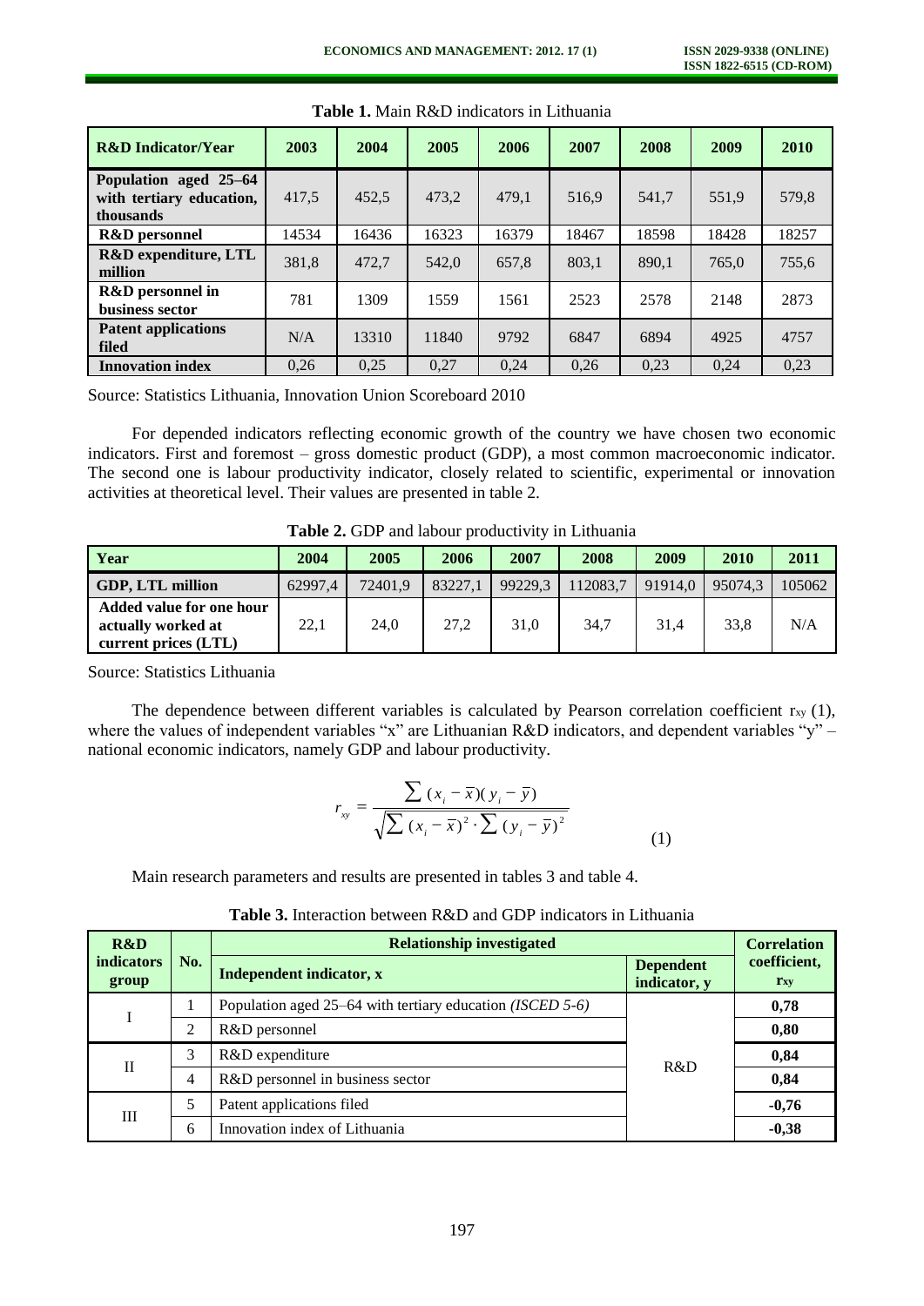**Table 1.** Main R&D indicators in Lithuania

| R&D Indicator/Year | 2003 | 2004 | 2005 | 2006 | 2007 | 2008 | 2009 | 2010 |
|---|---|---|---|---|---|---|---|---|
| Population aged 25–64 with tertiary education, thousands | 417,5 | 452,5 | 473,2 | 479,1 | 516,9 | 541,7 | 551,9 | 579,8 |
| R&D personnel | 14534 | 16436 | 16323 | 16379 | 18467 | 18598 | 18428 | 18257 |
| R&D expenditure, LTL million | 381,8 | 472,7 | 542,0 | 657,8 | 803,1 | 890,1 | 765,0 | 755,6 |
| R&D personnel in business sector | 781 | 1309 | 1559 | 1561 | 2523 | 2578 | 2148 | 2873 |
| Patent applications filed | N/A | 13310 | 11840 | 9792 | 6847 | 6894 | 4925 | 4757 |
| Innovation index | 0,26 | 0,25 | 0,27 | 0,24 | 0,26 | 0,23 | 0,24 | 0,23 |

Source: Statistics Lithuania, Innovation Union Scoreboard 2010

For depended indicators reflecting economic growth of the country we have chosen two economic indicators. First and foremost – gross domestic product (GDP), a most common macroeconomic indicator. The second one is labour productivity indicator, closely related to scientific, experimental or innovation activities at theoretical level. Their values are presented in table 2.

**Table 2.** GDP and labour productivity in Lithuania

| Year | 2004 | 2005 | 2006 | 2007 | 2008 | 2009 | 2010 | 2011 |
|---|---|---|---|---|---|---|---|---|
| GDP, LTL million | 62997,4 | 72401,9 | 83227,1 | 99229,3 | 112083,7 | 91914,0 | 95074,3 | 105062 |
| Added value for one hour actually worked at current prices (LTL) | 22,1 | 24,0 | 27,2 | 31,0 | 34,7 | 31,4 | 33,8 | N/A |

Source: Statistics Lithuania

The dependence between different variables is calculated by Pearson correlation coefficient $r_{xy}$ (1), where the values of independent variables "x" are Lithuanian R&D indicators, and dependent variables "y" – national economic indicators, namely GDP and labour productivity.

$$r_{xy} = \frac{\sum (x_i - \bar{x})(y_i - \bar{y})}{\sqrt{\sum (x_i - \bar{x})^2 \cdot \sum (y_i - \bar{y})^2}} \tag{1}$$

Main research parameters and results are presented in tables 3 and table 4.

**Table 3.** Interaction between R&D and GDP indicators in Lithuania

| R&D indicators group | No. | Relationship investigated: Independent indicator, x | Relationship investigated: Dependent indicator, y | Correlation coefficient, $r_{xy}$ |
|---|---|---|---|---|
| I | 1 | Population aged 25–64 with tertiary education *(ISCED 5-6)* | R&D | **0,78** |
| | 2 | R&D personnel | | **0,80** |
| II | 3 | R&D expenditure | | **0,84** |
| | 4 | R&D personnel in business sector | | **0,84** |
| III | 5 | Patent applications filed | | **-0,76** |
| | 6 | Innovation index of Lithuania | | **-0,38** |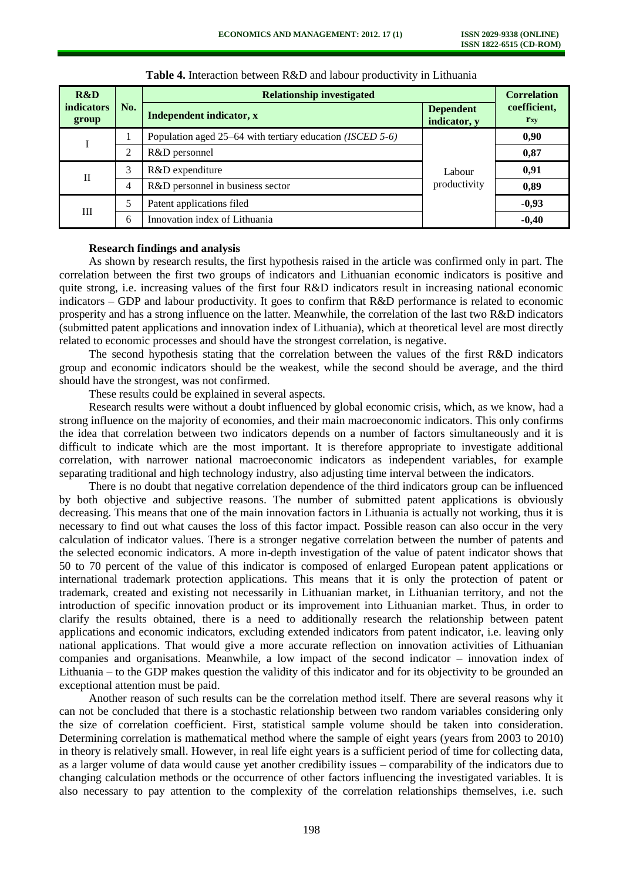**Table 4.** Interaction between R&D and labour productivity in Lithuania

| R&D indicators group | No. | Relationship investigated | | Correlation coefficient, $r_{xy}$ |
|---|---|---|---|---|
| | | Independent indicator, x | Dependent indicator, y | |
| I | 1 | Population aged 25–64 with tertiary education *(ISCED 5-6)* | Labour productivity | **0,90** |
| | 2 | R&D personnel | | **0,87** |
| II | 3 | R&D expenditure | | **0,91** |
| | 4 | R&D personnel in business sector | | **0,89** |
| III | 5 | Patent applications filed | | **-0,93** |
| | 6 | Innovation index of Lithuania | | **-0,40** |

**Research findings and analysis**

As shown by research results, the first hypothesis raised in the article was confirmed only in part. The correlation between the first two groups of indicators and Lithuanian economic indicators is positive and quite strong, i.e. increasing values of the first four R&D indicators result in increasing national economic indicators – GDP and labour productivity. It goes to confirm that R&D performance is related to economic prosperity and has a strong influence on the latter. Meanwhile, the correlation of the last two R&D indicators (submitted patent applications and innovation index of Lithuania), which at theoretical level are most directly related to economic processes and should have the strongest correlation, is negative.

The second hypothesis stating that the correlation between the values of the first R&D indicators group and economic indicators should be the weakest, while the second should be average, and the third should have the strongest, was not confirmed.

These results could be explained in several aspects.

Research results were without a doubt influenced by global economic crisis, which, as we know, had a strong influence on the majority of economies, and their main macroeconomic indicators. This only confirms the idea that correlation between two indicators depends on a number of factors simultaneously and it is difficult to indicate which are the most important. It is therefore appropriate to investigate additional correlation, with narrower national macroeconomic indicators as independent variables, for example separating traditional and high technology industry, also adjusting time interval between the indicators.

There is no doubt that negative correlation dependence of the third indicators group can be influenced by both objective and subjective reasons. The number of submitted patent applications is obviously decreasing. This means that one of the main innovation factors in Lithuania is actually not working, thus it is necessary to find out what causes the loss of this factor impact. Possible reason can also occur in the very calculation of indicator values. There is a stronger negative correlation between the number of patents and the selected economic indicators. A more in-depth investigation of the value of patent indicator shows that 50 to 70 percent of the value of this indicator is composed of enlarged European patent applications or international trademark protection applications. This means that it is only the protection of patent or trademark, created and existing not necessarily in Lithuanian market, in Lithuanian territory, and not the introduction of specific innovation product or its improvement into Lithuanian market. Thus, in order to clarify the results obtained, there is a need to additionally research the relationship between patent applications and economic indicators, excluding extended indicators from patent indicator, i.e. leaving only national applications. That would give a more accurate reflection on innovation activities of Lithuanian companies and organisations. Meanwhile, a low impact of the second indicator – innovation index of Lithuania – to the GDP makes question the validity of this indicator and for its objectivity to be grounded an exceptional attention must be paid.

Another reason of such results can be the correlation method itself. There are several reasons why it can not be concluded that there is a stochastic relationship between two random variables considering only the size of correlation coefficient. First, statistical sample volume should be taken into consideration. Determining correlation is mathematical method where the sample of eight years (years from 2003 to 2010) in theory is relatively small. However, in real life eight years is a sufficient period of time for collecting data, as a larger volume of data would cause yet another credibility issues – comparability of the indicators due to changing calculation methods or the occurrence of other factors influencing the investigated variables. It is also necessary to pay attention to the complexity of the correlation relationships themselves, i.e. such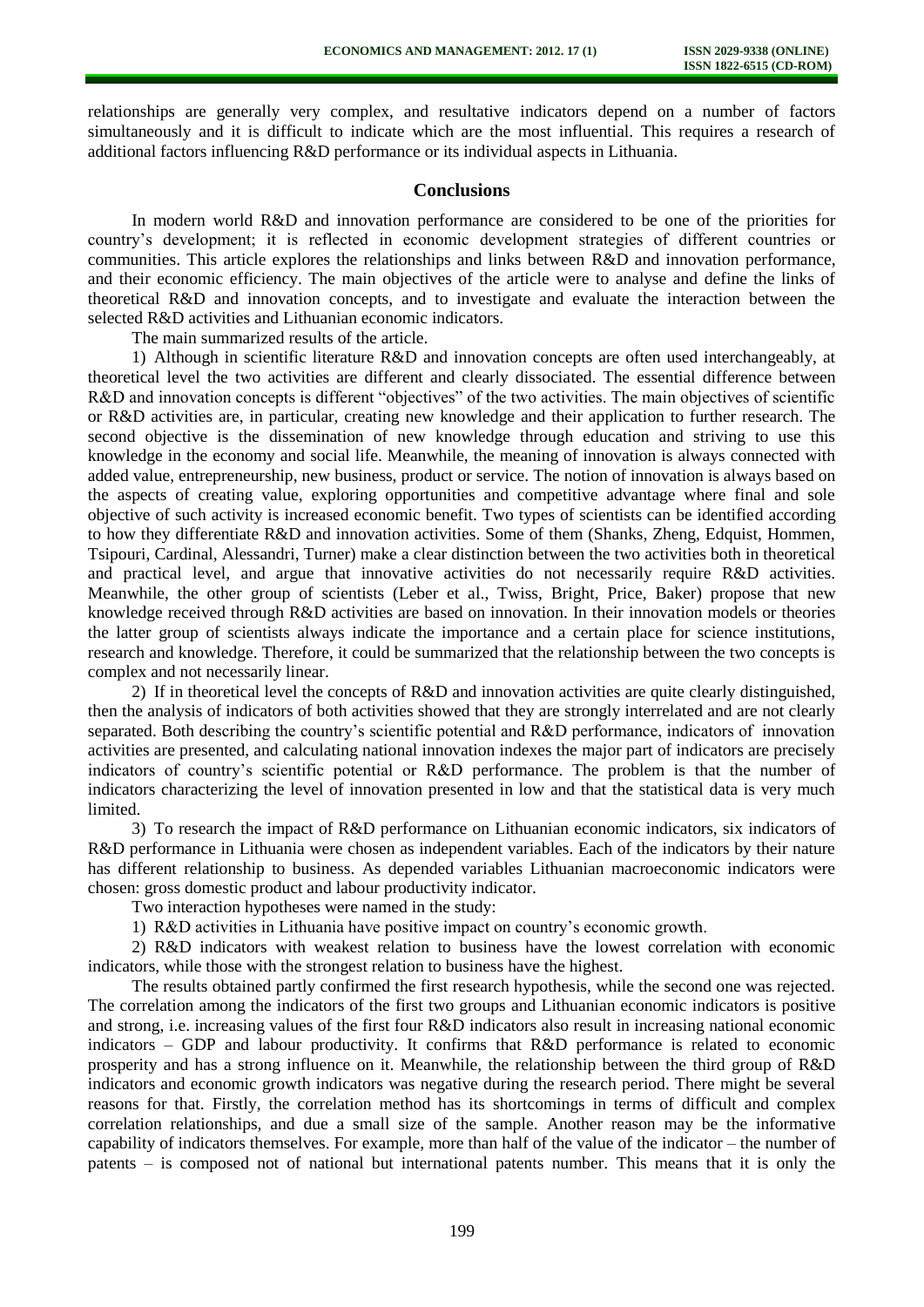relationships are generally very complex, and resultative indicators depend on a number of factors simultaneously and it is difficult to indicate which are the most influential. This requires a research of additional factors influencing R&D performance or its individual aspects in Lithuania.

## Conclusions

In modern world R&D and innovation performance are considered to be one of the priorities for country's development; it is reflected in economic development strategies of different countries or communities. This article explores the relationships and links between R&D and innovation performance, and their economic efficiency. The main objectives of the article were to analyse and define the links of theoretical R&D and innovation concepts, and to investigate and evaluate the interaction between the selected R&D activities and Lithuanian economic indicators.

The main summarized results of the article.

1) Although in scientific literature R&D and innovation concepts are often used interchangeably, at theoretical level the two activities are different and clearly dissociated. The essential difference between R&D and innovation concepts is different "objectives" of the two activities. The main objectives of scientific or R&D activities are, in particular, creating new knowledge and their application to further research. The second objective is the dissemination of new knowledge through education and striving to use this knowledge in the economy and social life. Meanwhile, the meaning of innovation is always connected with added value, entrepreneurship, new business, product or service. The notion of innovation is always based on the aspects of creating value, exploring opportunities and competitive advantage where final and sole objective of such activity is increased economic benefit. Two types of scientists can be identified according to how they differentiate R&D and innovation activities. Some of them (Shanks, Zheng, Edquist, Hommen, Tsipouri, Cardinal, Alessandri, Turner) make a clear distinction between the two activities both in theoretical and practical level, and argue that innovative activities do not necessarily require R&D activities. Meanwhile, the other group of scientists (Leber et al., Twiss, Bright, Price, Baker) propose that new knowledge received through R&D activities are based on innovation. In their innovation models or theories the latter group of scientists always indicate the importance and a certain place for science institutions, research and knowledge. Therefore, it could be summarized that the relationship between the two concepts is complex and not necessarily linear.

2) If in theoretical level the concepts of R&D and innovation activities are quite clearly distinguished, then the analysis of indicators of both activities showed that they are strongly interrelated and are not clearly separated. Both describing the country's scientific potential and R&D performance, indicators of innovation activities are presented, and calculating national innovation indexes the major part of indicators are precisely indicators of country's scientific potential or R&D performance. The problem is that the number of indicators characterizing the level of innovation presented in low and that the statistical data is very much limited.

3) To research the impact of R&D performance on Lithuanian economic indicators, six indicators of R&D performance in Lithuania were chosen as independent variables. Each of the indicators by their nature has different relationship to business. As depended variables Lithuanian macroeconomic indicators were chosen: gross domestic product and labour productivity indicator.

Two interaction hypotheses were named in the study:

1) R&D activities in Lithuania have positive impact on country's economic growth.

2) R&D indicators with weakest relation to business have the lowest correlation with economic indicators, while those with the strongest relation to business have the highest.

The results obtained partly confirmed the first research hypothesis, while the second one was rejected. The correlation among the indicators of the first two groups and Lithuanian economic indicators is positive and strong, i.e. increasing values of the first four R&D indicators also result in increasing national economic indicators – GDP and labour productivity. It confirms that R&D performance is related to economic prosperity and has a strong influence on it. Meanwhile, the relationship between the third group of R&D indicators and economic growth indicators was negative during the research period. There might be several reasons for that. Firstly, the correlation method has its shortcomings in terms of difficult and complex correlation relationships, and due a small size of the sample. Another reason may be the informative capability of indicators themselves. For example, more than half of the value of the indicator – the number of patents – is composed not of national but international patents number. This means that it is only the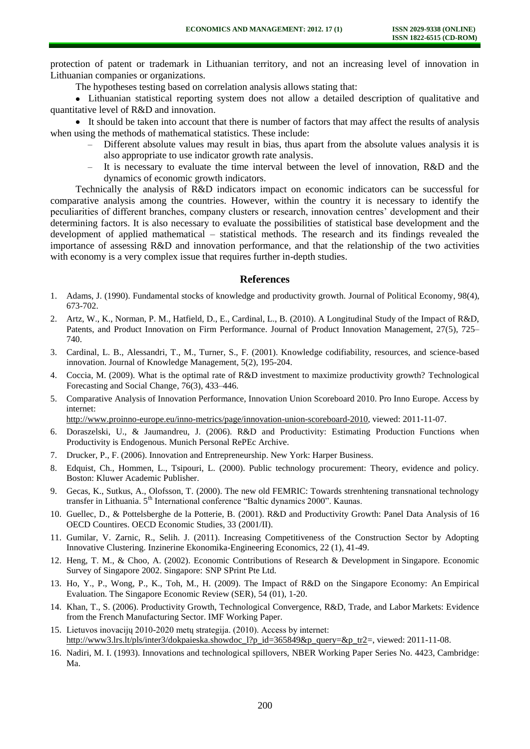protection of patent or trademark in Lithuanian territory, and not an increasing level of innovation in Lithuanian companies or organizations.

The hypotheses testing based on correlation analysis allows stating that:

- Lithuanian statistical reporting system does not allow a detailed description of qualitative and quantitative level of R&D and innovation.
- It should be taken into account that there is number of factors that may affect the results of analysis when using the methods of mathematical statistics. These include:
  - Different absolute values may result in bias, thus apart from the absolute values analysis it is also appropriate to use indicator growth rate analysis.
  - It is necessary to evaluate the time interval between the level of innovation, R&D and the dynamics of economic growth indicators.

Technically the analysis of R&D indicators impact on economic indicators can be successful for comparative analysis among the countries. However, within the country it is necessary to identify the peculiarities of different branches, company clusters or research, innovation centres' development and their determining factors. It is also necessary to evaluate the possibilities of statistical base development and the development of applied mathematical – statistical methods. The research and its findings revealed the importance of assessing R&D and innovation performance, and that the relationship of the two activities with economy is a very complex issue that requires further in-depth studies.

## References

1. Adams, J. (1990). Fundamental stocks of knowledge and productivity growth. Journal of Political Economy, 98(4), 673-702.
2. Artz, W., K., Norman, P. M., Hatfield, D., E., Cardinal, L., B. (2010). A Longitudinal Study of the Impact of R&D, Patents, and Product Innovation on Firm Performance. Journal of Product Innovation Management, 27(5), 725–740.
3. Cardinal, L. B., Alessandri, T., M., Turner, S., F. (2001). Knowledge codifiability, resources, and science-based innovation. Journal of Knowledge Management, 5(2), 195-204.
4. Coccia, M. (2009). What is the optimal rate of R&D investment to maximize productivity growth? Technological Forecasting and Social Change, 76(3), 433–446.
5. Comparative Analysis of Innovation Performance, Innovation Union Scoreboard 2010. Pro Inno Europe. Access by internet: http://www.proinno-europe.eu/inno-metrics/page/innovation-union-scoreboard-2010, viewed: 2011-11-07.
6. Doraszelski, U., & Jaumandreu, J. (2006). R&D and Productivity: Estimating Production Functions when Productivity is Endogenous. Munich Personal RePEc Archive.
7. Drucker, P., F. (2006). Innovation and Entrepreneurship. New York: Harper Business.
8. Edquist, Ch., Hommen, L., Tsipouri, L. (2000). Public technology procurement: Theory, evidence and policy. Boston: Kluwer Academic Publisher.
9. Gecas, K., Sutkus, A., Olofsson, T. (2000). The new old FEMRIC: Towards strenhtening transnational technology transfer in Lithuania. 5th International conference "Baltic dynamics 2000". Kaunas.
10. Guellec, D., & Pottelsberghe de la Potterie, B. (2001). R&D and Productivity Growth: Panel Data Analysis of 16 OECD Countires. OECD Economic Studies, 33 (2001/II).
11. Gumilar, V. Zarnic, R., Selih. J. (2011). Increasing Competitiveness of the Construction Sector by Adopting Innovative Clustering. Inzinerine Ekonomika-Engineering Economics, 22 (1), 41-49.
12. Heng, T. M., & Choo, A. (2002). Economic Contributions of Research & Development in Singapore. Economic Survey of Singapore 2002. Singapore: SNP SPrint Pte Ltd.
13. Ho, Y., P., Wong, P., K., Toh, M., H. (2009). The Impact of R&D on the Singapore Economy: An Empirical Evaluation. The Singapore Economic Review (SER), 54 (01), 1-20.
14. Khan, T., S. (2006). Productivity Growth, Technological Convergence, R&D, Trade, and Labor Markets: Evidence from the French Manufacturing Sector. IMF Working Paper.
15. Lietuvos inovacijų 2010-2020 metų strategija. (2010). Access by internet: http://www3.lrs.lt/pls/inter3/dokpaieska.showdoc_l?p_id=365849&p_query=&p_tr2=, viewed: 2011-11-08.
16. Nadiri, M. I. (1993). Innovations and technological spillovers, NBER Working Paper Series No. 4423, Cambridge: Ma.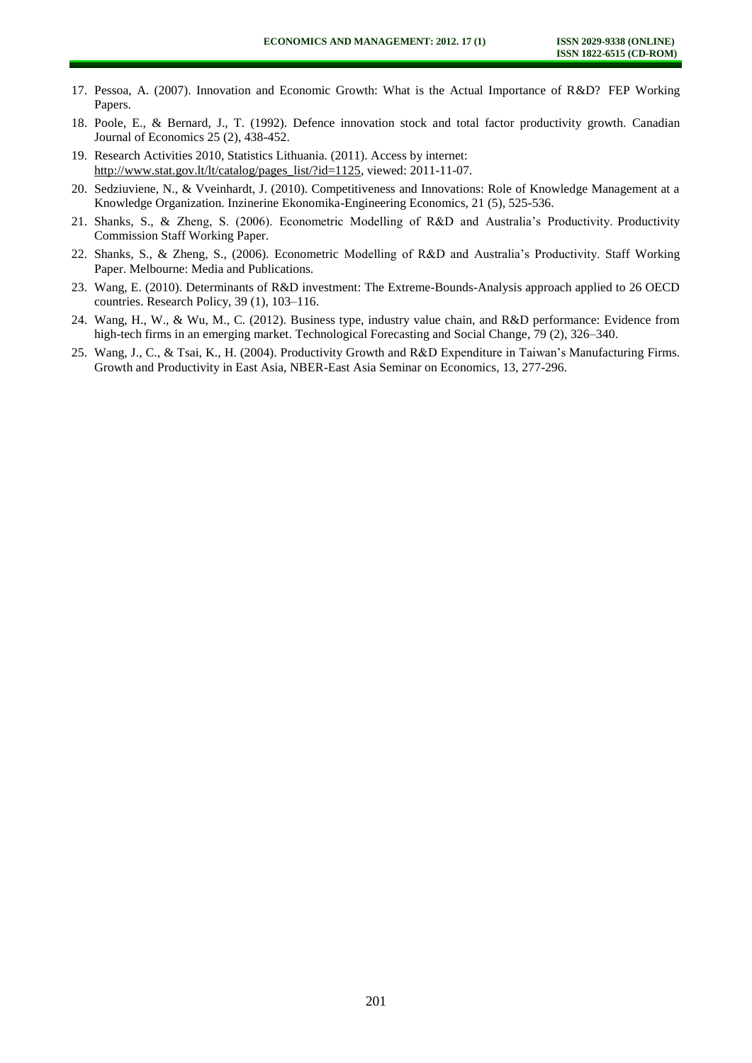17. Pessoa, A. (2007). Innovation and Economic Growth: What is the Actual Importance of R&D? FEP Working Papers.
18. Poole, E., & Bernard, J., T. (1992). Defence innovation stock and total factor productivity growth. Canadian Journal of Economics 25 (2), 438-452.
19. Research Activities 2010, Statistics Lithuania. (2011). Access by internet: http://www.stat.gov.lt/lt/catalog/pages_list/?id=1125, viewed: 2011-11-07.
20. Sedziuviene, N., & Vveinhardt, J. (2010). Competitiveness and Innovations: Role of Knowledge Management at a Knowledge Organization. Inzinerine Ekonomika-Engineering Economics, 21 (5), 525-536.
21. Shanks, S., & Zheng, S. (2006). Econometric Modelling of R&D and Australia's Productivity. Productivity Commission Staff Working Paper.
22. Shanks, S., & Zheng, S., (2006). Econometric Modelling of R&D and Australia's Productivity. Staff Working Paper. Melbourne: Media and Publications.
23. Wang, E. (2010). Determinants of R&D investment: The Extreme-Bounds-Analysis approach applied to 26 OECD countries. Research Policy, 39 (1), 103–116.
24. Wang, H., W., & Wu, M., C. (2012). Business type, industry value chain, and R&D performance: Evidence from high-tech firms in an emerging market. Technological Forecasting and Social Change, 79 (2), 326–340.
25. Wang, J., C., & Tsai, K., H. (2004). Productivity Growth and R&D Expenditure in Taiwan's Manufacturing Firms. Growth and Productivity in East Asia, NBER-East Asia Seminar on Economics, 13, 277-296.